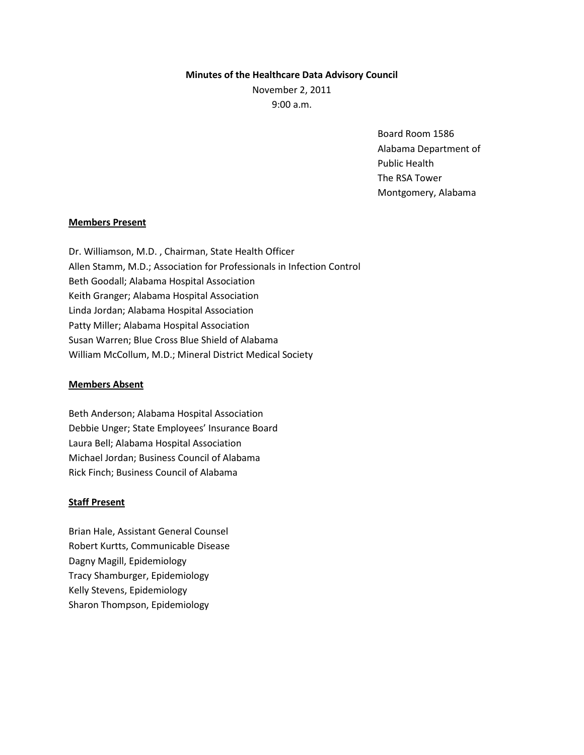**Minutes of the Healthcare Data Advisory Council**

November 2, 2011

9:00 a.m.

Board Room 1586
Alabama Department of
Public Health
The RSA Tower
Montgomery, Alabama

**Members Present**

Dr. Williamson, M.D. , Chairman, State Health Officer
Allen Stamm, M.D.; Association for Professionals in Infection Control
Beth Goodall; Alabama Hospital Association
Keith Granger; Alabama Hospital Association
Linda Jordan; Alabama Hospital Association
Patty Miller; Alabama Hospital Association
Susan Warren; Blue Cross Blue Shield of Alabama
William McCollum, M.D.; Mineral District Medical Society

**Members Absent**

Beth Anderson; Alabama Hospital Association
Debbie Unger; State Employees' Insurance Board
Laura Bell; Alabama Hospital Association
Michael Jordan; Business Council of Alabama
Rick Finch; Business Council of Alabama

**Staff Present**

Brian Hale, Assistant General Counsel
Robert Kurtts, Communicable Disease
Dagny Magill, Epidemiology
Tracy Shamburger, Epidemiology
Kelly Stevens, Epidemiology
Sharon Thompson, Epidemiology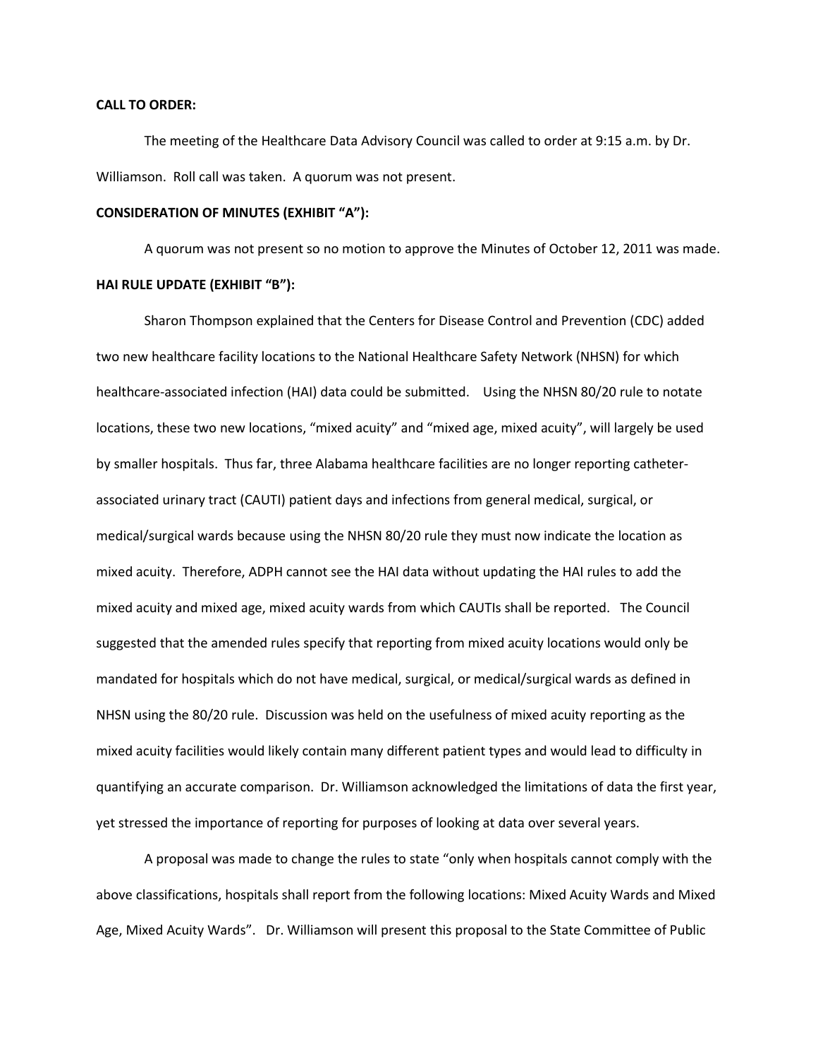**CALL TO ORDER:**

The meeting of the Healthcare Data Advisory Council was called to order at 9:15 a.m. by Dr. Williamson. Roll call was taken. A quorum was not present.

**CONSIDERATION OF MINUTES (EXHIBIT "A"):**

A quorum was not present so no motion to approve the Minutes of October 12, 2011 was made.

**HAI RULE UPDATE (EXHIBIT "B"):**

Sharon Thompson explained that the Centers for Disease Control and Prevention (CDC) added two new healthcare facility locations to the National Healthcare Safety Network (NHSN) for which healthcare-associated infection (HAI) data could be submitted. Using the NHSN 80/20 rule to notate locations, these two new locations, "mixed acuity" and "mixed age, mixed acuity", will largely be used by smaller hospitals. Thus far, three Alabama healthcare facilities are no longer reporting catheter-associated urinary tract (CAUTI) patient days and infections from general medical, surgical, or medical/surgical wards because using the NHSN 80/20 rule they must now indicate the location as mixed acuity. Therefore, ADPH cannot see the HAI data without updating the HAI rules to add the mixed acuity and mixed age, mixed acuity wards from which CAUTIs shall be reported. The Council suggested that the amended rules specify that reporting from mixed acuity locations would only be mandated for hospitals which do not have medical, surgical, or medical/surgical wards as defined in NHSN using the 80/20 rule. Discussion was held on the usefulness of mixed acuity reporting as the mixed acuity facilities would likely contain many different patient types and would lead to difficulty in quantifying an accurate comparison. Dr. Williamson acknowledged the limitations of data the first year, yet stressed the importance of reporting for purposes of looking at data over several years.

A proposal was made to change the rules to state "only when hospitals cannot comply with the above classifications, hospitals shall report from the following locations: Mixed Acuity Wards and Mixed Age, Mixed Acuity Wards". Dr. Williamson will present this proposal to the State Committee of Public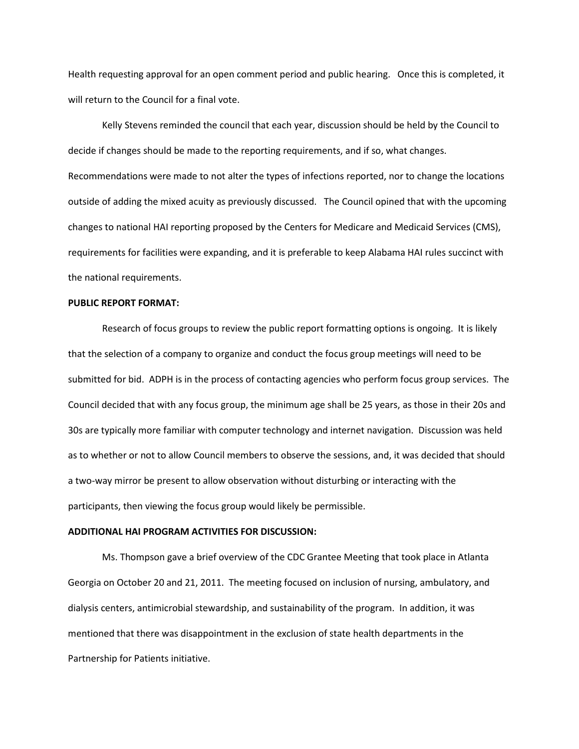Health requesting approval for an open comment period and public hearing. Once this is completed, it will return to the Council for a final vote.

Kelly Stevens reminded the council that each year, discussion should be held by the Council to decide if changes should be made to the reporting requirements, and if so, what changes. Recommendations were made to not alter the types of infections reported, nor to change the locations outside of adding the mixed acuity as previously discussed. The Council opined that with the upcoming changes to national HAI reporting proposed by the Centers for Medicare and Medicaid Services (CMS), requirements for facilities were expanding, and it is preferable to keep Alabama HAI rules succinct with the national requirements.

**PUBLIC REPORT FORMAT:**

Research of focus groups to review the public report formatting options is ongoing. It is likely that the selection of a company to organize and conduct the focus group meetings will need to be submitted for bid. ADPH is in the process of contacting agencies who perform focus group services. The Council decided that with any focus group, the minimum age shall be 25 years, as those in their 20s and 30s are typically more familiar with computer technology and internet navigation. Discussion was held as to whether or not to allow Council members to observe the sessions, and, it was decided that should a two-way mirror be present to allow observation without disturbing or interacting with the participants, then viewing the focus group would likely be permissible.

**ADDITIONAL HAI PROGRAM ACTIVITIES FOR DISCUSSION:**

Ms. Thompson gave a brief overview of the CDC Grantee Meeting that took place in Atlanta Georgia on October 20 and 21, 2011. The meeting focused on inclusion of nursing, ambulatory, and dialysis centers, antimicrobial stewardship, and sustainability of the program. In addition, it was mentioned that there was disappointment in the exclusion of state health departments in the Partnership for Patients initiative.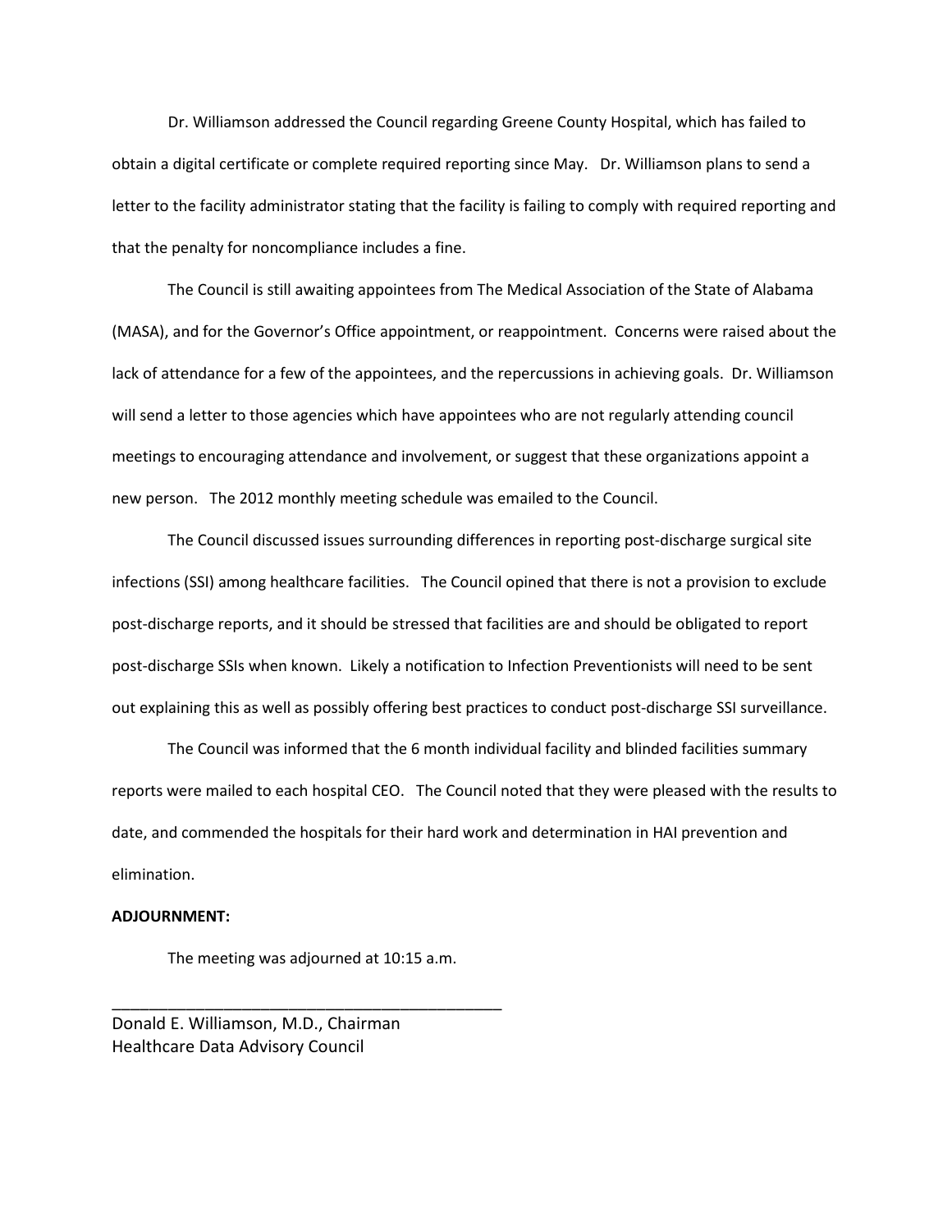Dr. Williamson addressed the Council regarding Greene County Hospital, which has failed to obtain a digital certificate or complete required reporting since May. Dr. Williamson plans to send a letter to the facility administrator stating that the facility is failing to comply with required reporting and that the penalty for noncompliance includes a fine.

The Council is still awaiting appointees from The Medical Association of the State of Alabama (MASA), and for the Governor's Office appointment, or reappointment. Concerns were raised about the lack of attendance for a few of the appointees, and the repercussions in achieving goals. Dr. Williamson will send a letter to those agencies which have appointees who are not regularly attending council meetings to encouraging attendance and involvement, or suggest that these organizations appoint a new person. The 2012 monthly meeting schedule was emailed to the Council.

The Council discussed issues surrounding differences in reporting post-discharge surgical site infections (SSI) among healthcare facilities. The Council opined that there is not a provision to exclude post-discharge reports, and it should be stressed that facilities are and should be obligated to report post-discharge SSIs when known. Likely a notification to Infection Preventionists will need to be sent out explaining this as well as possibly offering best practices to conduct post-discharge SSI surveillance.

The Council was informed that the 6 month individual facility and blinded facilities summary reports were mailed to each hospital CEO. The Council noted that they were pleased with the results to date, and commended the hospitals for their hard work and determination in HAI prevention and elimination.

**ADJOURNMENT:**

The meeting was adjourned at 10:15 a.m.

_____________________________________________

Donald E. Williamson, M.D., Chairman
Healthcare Data Advisory Council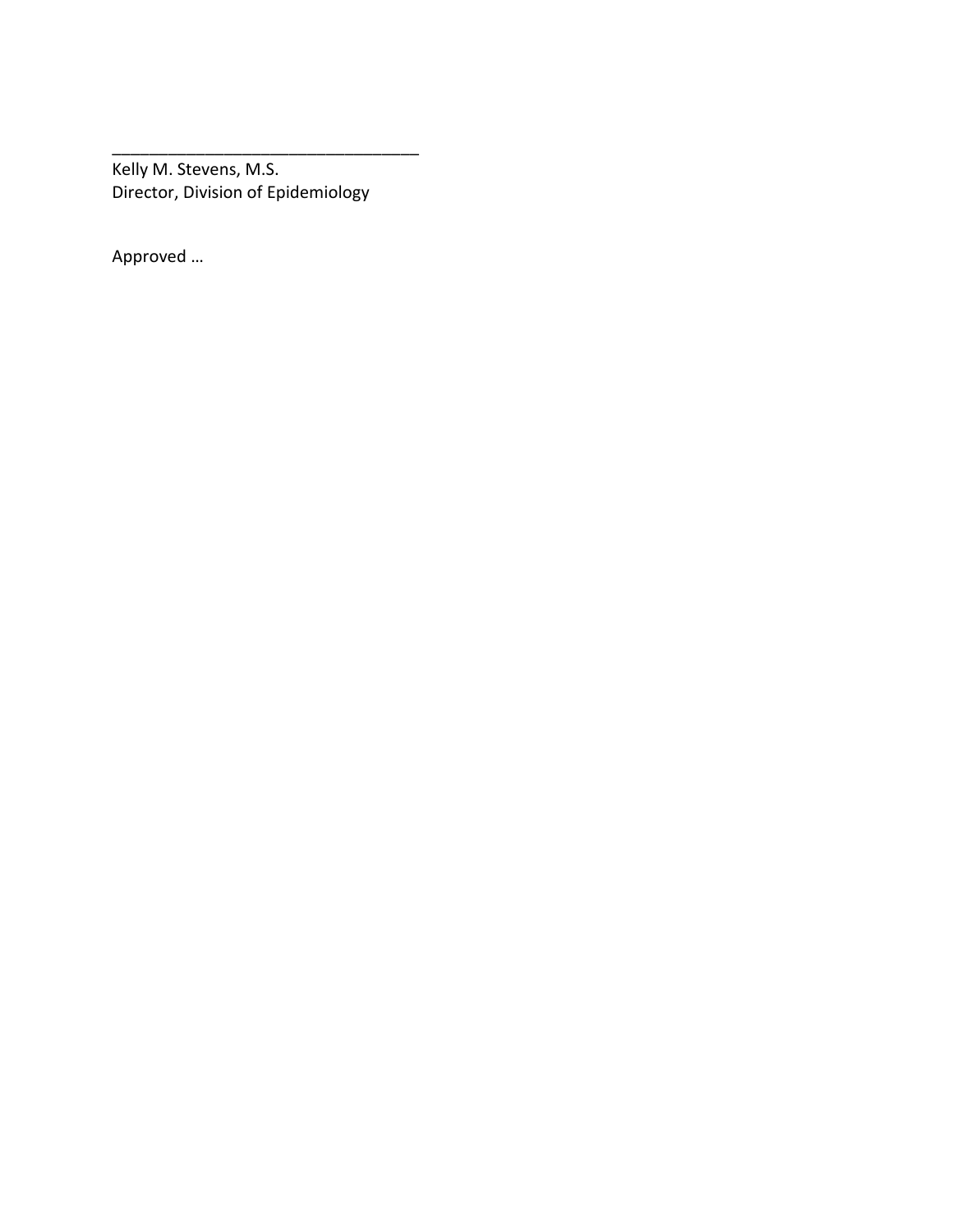\_\_\_\_\_\_\_\_\_\_\_\_\_\_\_\_\_\_\_\_\_\_\_\_\_\_\_\_\_\_\_\_\_\_

Kelly M. Stevens, M.S.
Director, Division of Epidemiology

Approved …